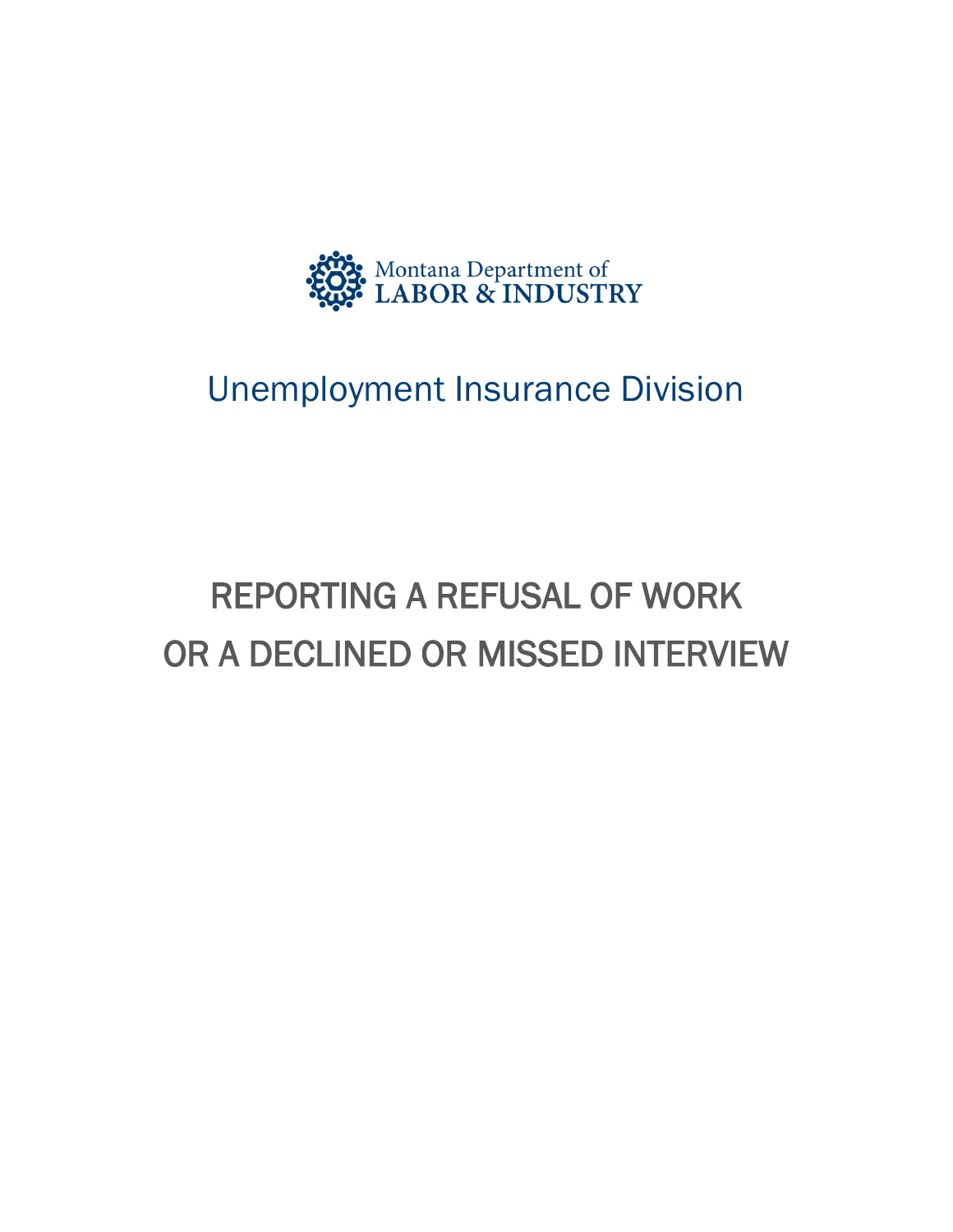Montana Department of
LABOR & INDUSTRY

## Unemployment Insurance Division

# REPORTING A REFUSAL OF WORK OR A DECLINED OR MISSED INTERVIEW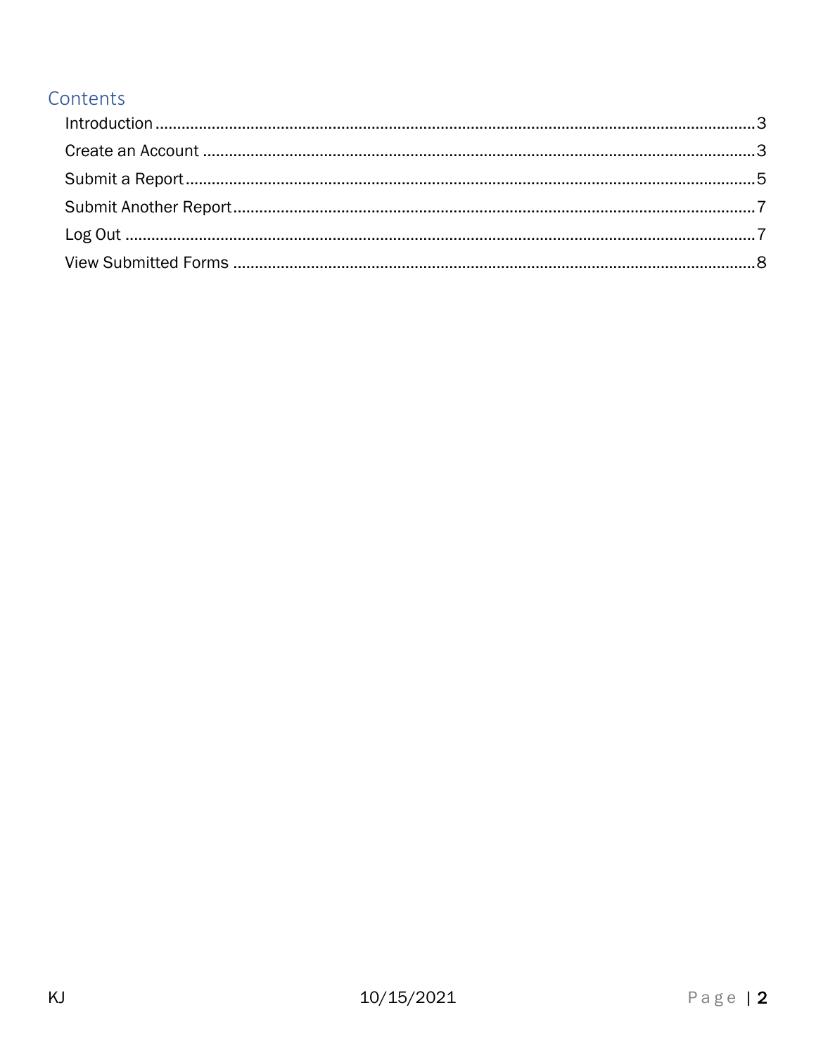## Contents

Introduction ........................................................................................................................3

Create an Account ..............................................................................................................3

Submit a Report..................................................................................................................5

Submit Another Report.......................................................................................................7

Log Out ...............................................................................................................................7

View Submitted Forms .......................................................................................................8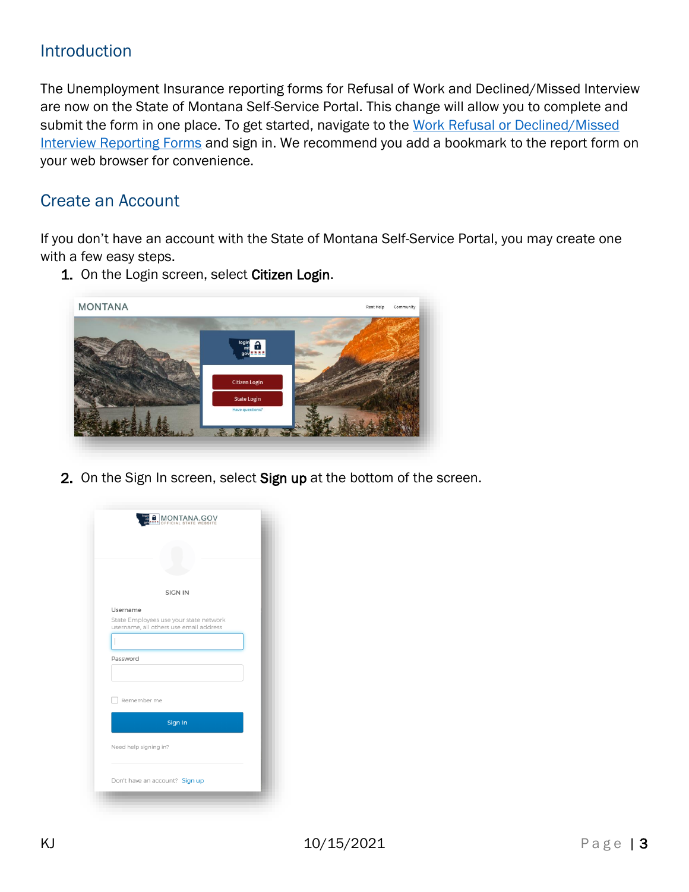## Introduction

The Unemployment Insurance reporting forms for Refusal of Work and Declined/Missed Interview are now on the State of Montana Self-Service Portal. This change will allow you to complete and submit the form in one place. To get started, navigate to the [Work Refusal or Declined/Missed Interview Reporting Forms]() and sign in. We recommend you add a bookmark to the report form on your web browser for convenience.

## Create an Account

If you don't have an account with the State of Montana Self-Service Portal, you may create one with a few easy steps.

1. On the Login screen, select **Citizen Login**.

2. On the Sign In screen, select **Sign up** at the bottom of the screen.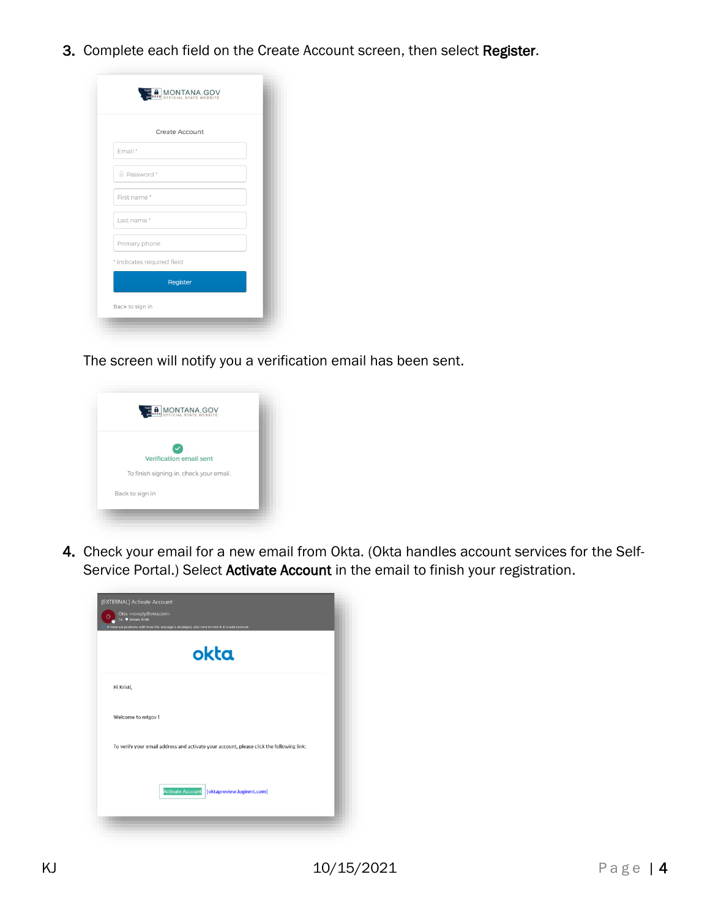3. Complete each field on the Create Account screen, then select **Register**.

   The screen will notify you a verification email has been sent.

4. Check your email for a new email from Okta. (Okta handles account services for the Self-Service Portal.) Select **Activate Account** in the email to finish your registration.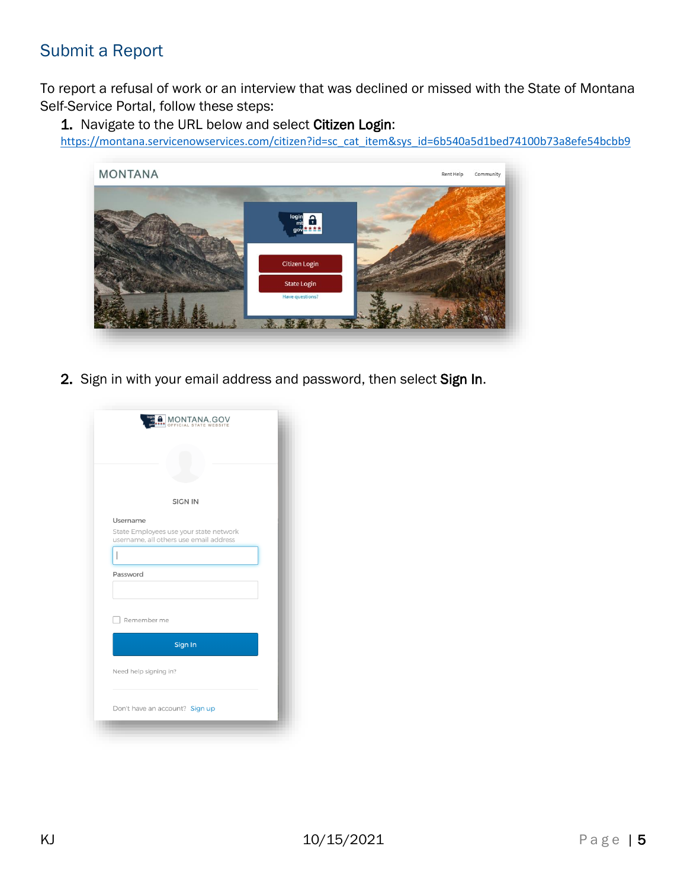## Submit a Report

To report a refusal of work or an interview that was declined or missed with the State of Montana Self-Service Portal, follow these steps:

1. Navigate to the URL below and select **Citizen Login**:
   https://montana.servicenowservices.com/citizen?id=sc_cat_item&sys_id=6b540a5d1bed74100b73a8efe54bcbb9

2. Sign in with your email address and password, then select **Sign In**.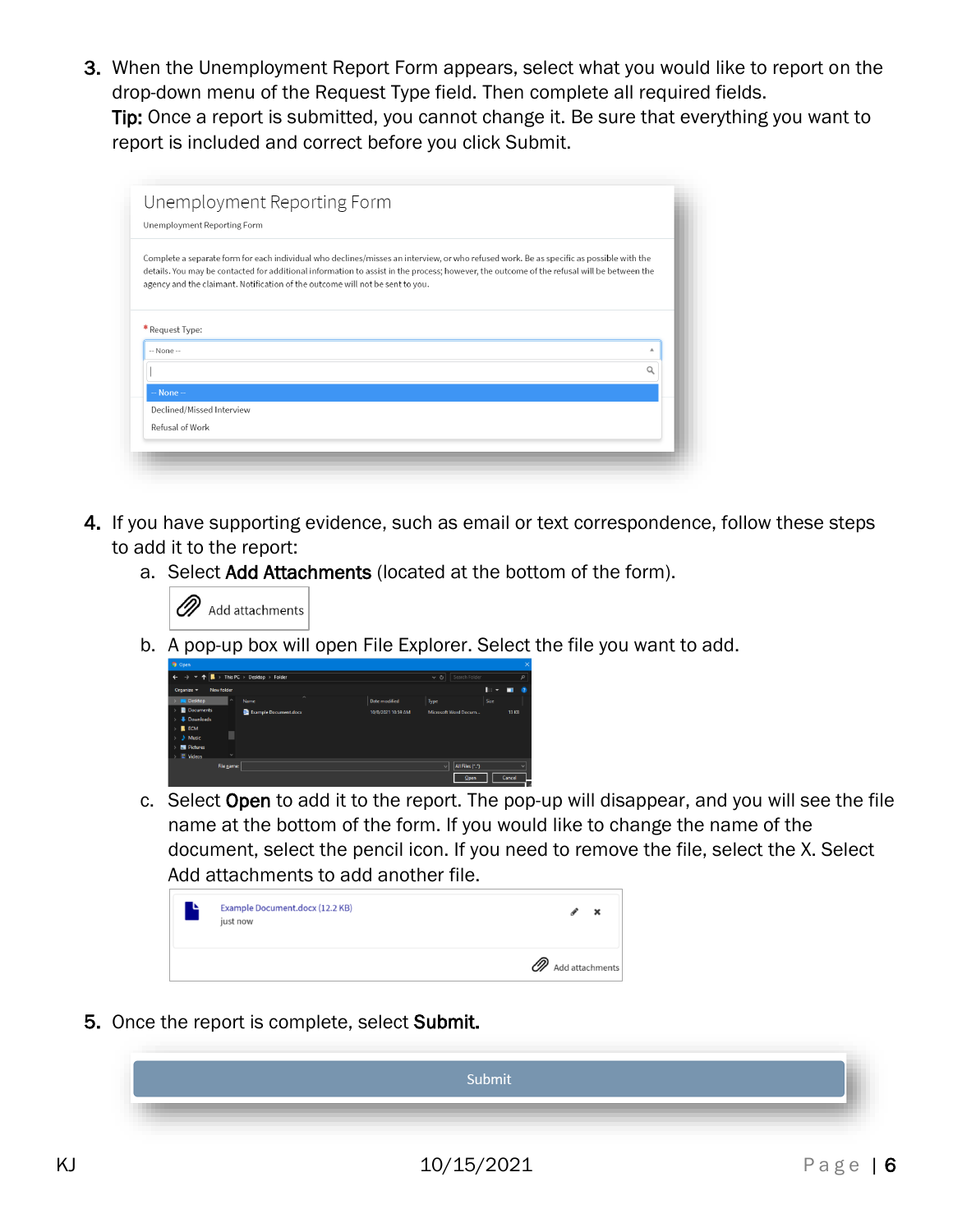3. When the Unemployment Report Form appears, select what you would like to report on the drop-down menu of the Request Type field. Then complete all required fields.
   **Tip:** Once a report is submitted, you cannot change it. Be sure that everything you want to report is included and correct before you click Submit.

4. If you have supporting evidence, such as email or text correspondence, follow these steps to add it to the report:
   a. Select **Add Attachments** (located at the bottom of the form).
   b. A pop-up box will open File Explorer. Select the file you want to add.
   c. Select **Open** to add it to the report. The pop-up will disappear, and you will see the file name at the bottom of the form. If you would like to change the name of the document, select the pencil icon. If you need to remove the file, select the X. Select Add attachments to add another file.

5. Once the report is complete, select **Submit.**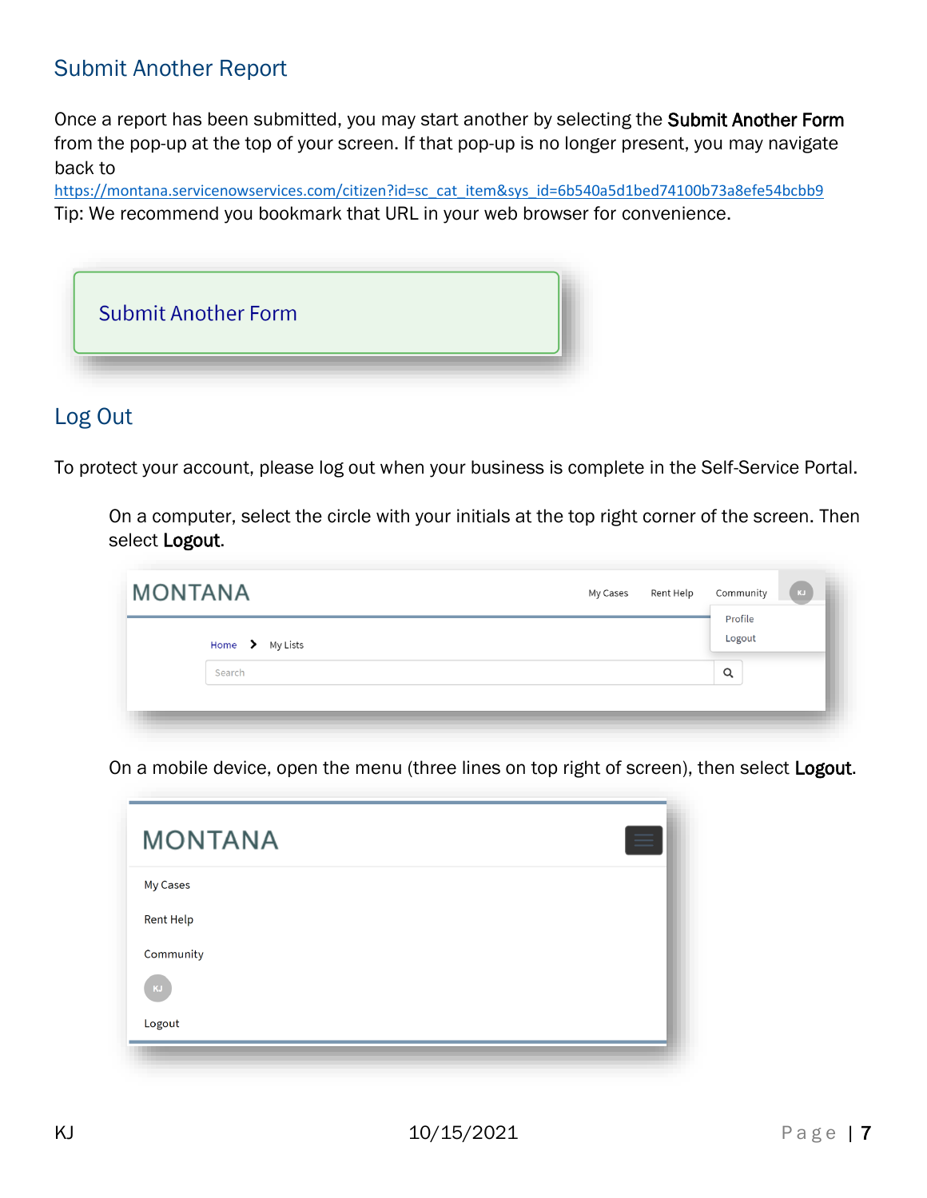## Submit Another Report

Once a report has been submitted, you may start another by selecting the **Submit Another Form** from the pop-up at the top of your screen. If that pop-up is no longer present, you may navigate back to
https://montana.servicenowservices.com/citizen?id=sc_cat_item&sys_id=6b540a5d1bed74100b73a8efe54bcbb9
Tip: We recommend you bookmark that URL in your web browser for convenience.

Submit Another Form

## Log Out

To protect your account, please log out when your business is complete in the Self-Service Portal.

On a computer, select the circle with your initials at the top right corner of the screen. Then select **Logout**.

On a mobile device, open the menu (three lines on top right of screen), then select **Logout**.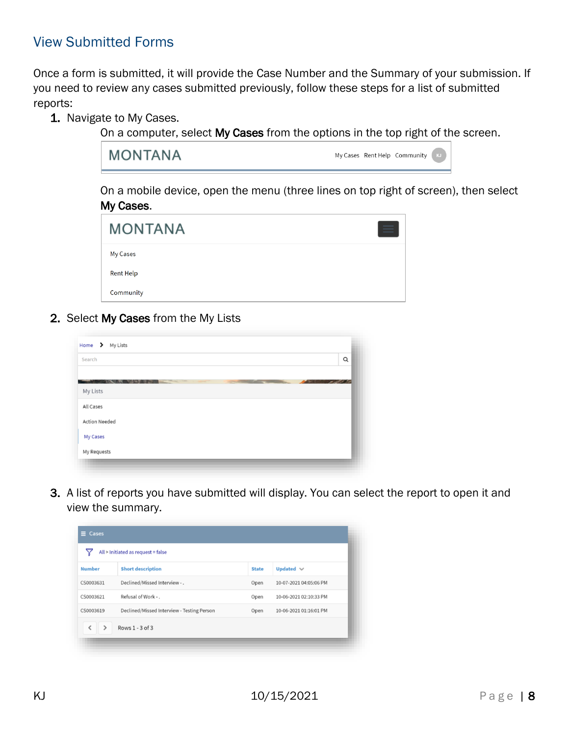## View Submitted Forms

Once a form is submitted, it will provide the Case Number and the Summary of your submission. If you need to review any cases submitted previously, follow these steps for a list of submitted reports:

1. Navigate to My Cases.

   On a computer, select **My Cases** from the options in the top right of the screen.

   MONTANA My Cases Rent Help Community KJ

   On a mobile device, open the menu (three lines on top right of screen), then select **My Cases**.

   MONTANA
   My Cases
   Rent Help
   Community

2. Select **My Cases** from the My Lists

   Home > My Lists
   Search
   My Lists
   All Cases
   Action Needed
   My Cases
   My Requests

3. A list of reports you have submitted will display. You can select the report to open it and view the summary.

   Cases
   All > Initiated as request = false

| Number | Short description | State | Updated |
|---|---|---|---|
| CS0003631 | Declined/Missed Interview - . | Open | 10-07-2021 04:05:06 PM |
| CS0003621 | Refusal of Work - . | Open | 10-06-2021 02:10:33 PM |
| CS0003619 | Declined/Missed Interview - Testing Person | Open | 10-06-2021 01:16:01 PM |

Rows 1 - 3 of 3